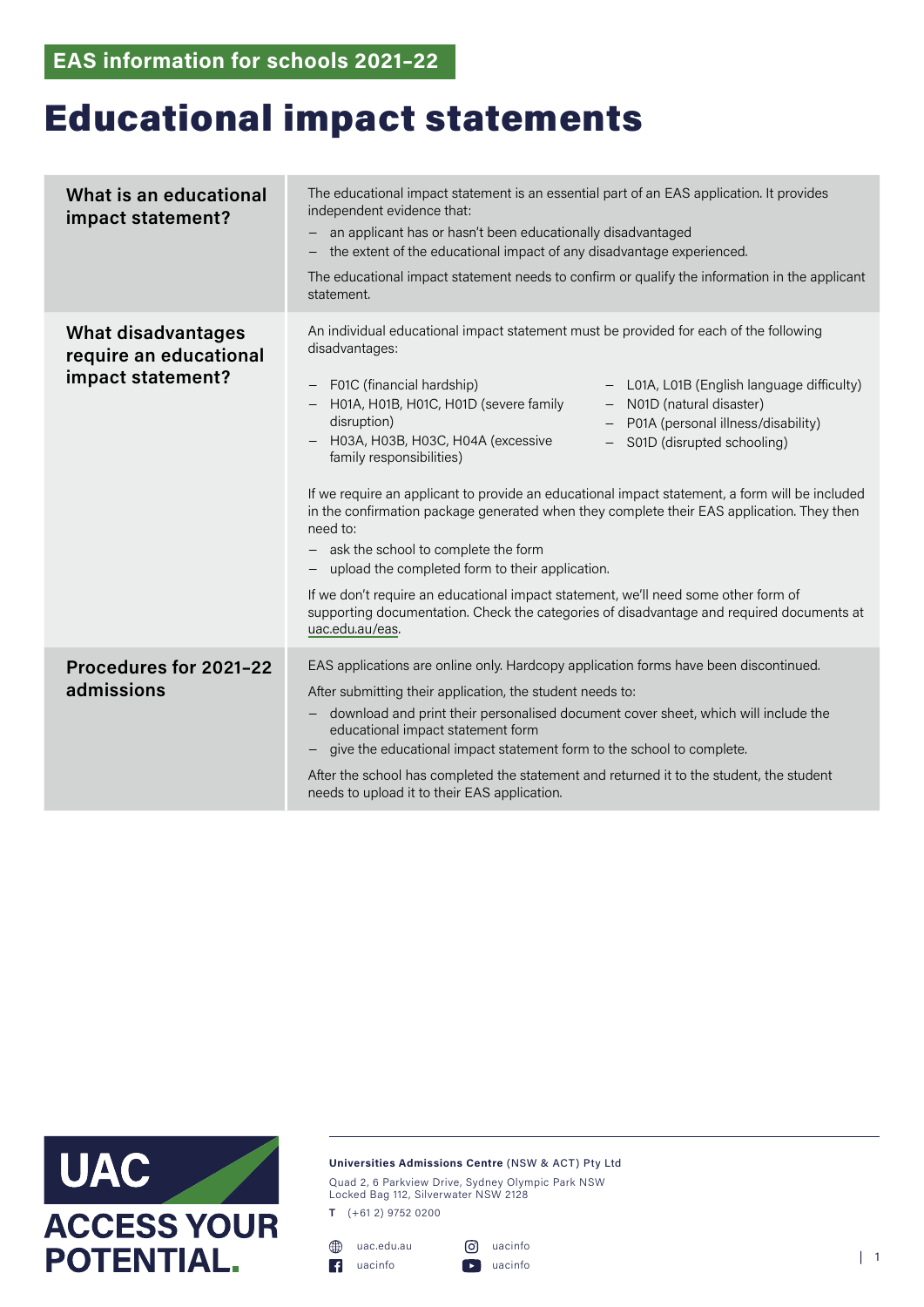EAS information for schools 2021–22

# Educational impact statements

## What is an educational impact statement?

The educational impact statement is an essential part of an EAS application. It provides independent evidence that:

- an applicant has or hasn't been educationally disadvantaged
- the extent of the educational impact of any disadvantage experienced.

The educational impact statement needs to confirm or qualify the information in the applicant statement.

## What disadvantages require an educational impact statement?

An individual educational impact statement must be provided for each of the following disadvantages:

- F01C (financial hardship)
- H01A, H01B, H01C, H01D (severe family disruption)
- H03A, H03B, H03C, H04A (excessive family responsibilities)
- L01A, L01B (English language difficulty)
- N01D (natural disaster)
- P01A (personal illness/disability)
- S01D (disrupted schooling)

If we require an applicant to provide an educational impact statement, a form will be included in the confirmation package generated when they complete their EAS application. They then need to:

- ask the school to complete the form
- upload the completed form to their application.

If we don't require an educational impact statement, we'll need some other form of supporting documentation. Check the categories of disadvantage and required documents at uac.edu.au/eas.

## Procedures for 2021–22 admissions

EAS applications are online only. Hardcopy application forms have been discontinued.

After submitting their application, the student needs to:

- download and print their personalised document cover sheet, which will include the educational impact statement form
- give the educational impact statement form to the school to complete.

After the school has completed the statement and returned it to the student, the student needs to upload it to their EAS application.

UAC
ACCESS YOUR POTENTIAL.

**Universities Admissions Centre** (NSW & ACT) Pty Ltd

Quad 2, 6 Parkview Drive, Sydney Olympic Park NSW
Locked Bag 112, Silverwater NSW 2128

**T** (+61 2) 9752 0200

uac.edu.au
uacinfo
uacinfo
uacinfo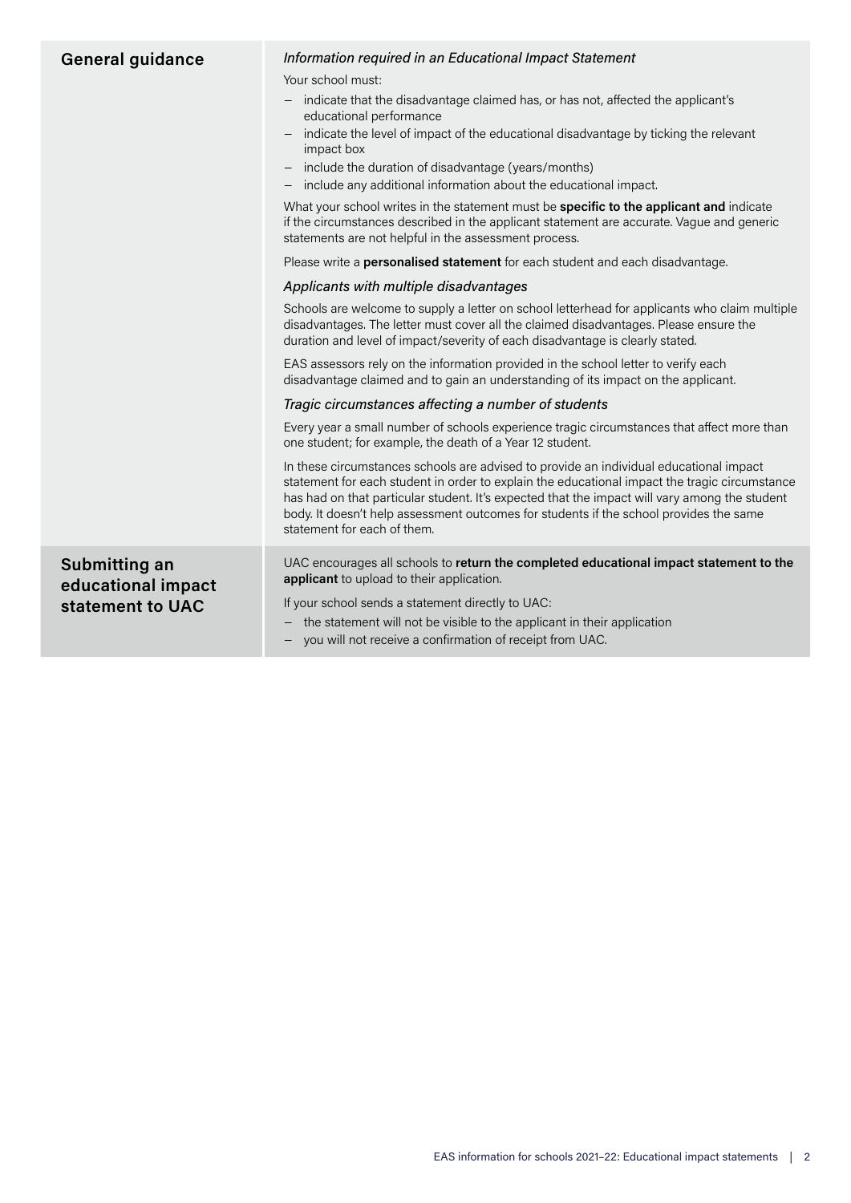## General guidance

*Information required in an Educational Impact Statement*

Your school must:

- indicate that the disadvantage claimed has, or has not, affected the applicant's educational performance
- indicate the level of impact of the educational disadvantage by ticking the relevant impact box
- include the duration of disadvantage (years/months)
- include any additional information about the educational impact.

What your school writes in the statement must be **specific to the applicant and** indicate if the circumstances described in the applicant statement are accurate. Vague and generic statements are not helpful in the assessment process.

Please write a **personalised statement** for each student and each disadvantage.

*Applicants with multiple disadvantages*

Schools are welcome to supply a letter on school letterhead for applicants who claim multiple disadvantages. The letter must cover all the claimed disadvantages. Please ensure the duration and level of impact/severity of each disadvantage is clearly stated.

EAS assessors rely on the information provided in the school letter to verify each disadvantage claimed and to gain an understanding of its impact on the applicant.

*Tragic circumstances affecting a number of students*

Every year a small number of schools experience tragic circumstances that affect more than one student; for example, the death of a Year 12 student.

In these circumstances schools are advised to provide an individual educational impact statement for each student in order to explain the educational impact the tragic circumstance has had on that particular student. It's expected that the impact will vary among the student body. It doesn't help assessment outcomes for students if the school provides the same statement for each of them.

## Submitting an educational impact statement to UAC

UAC encourages all schools to **return the completed educational impact statement to the applicant** to upload to their application.

If your school sends a statement directly to UAC:

- the statement will not be visible to the applicant in their application
- you will not receive a confirmation of receipt from UAC.